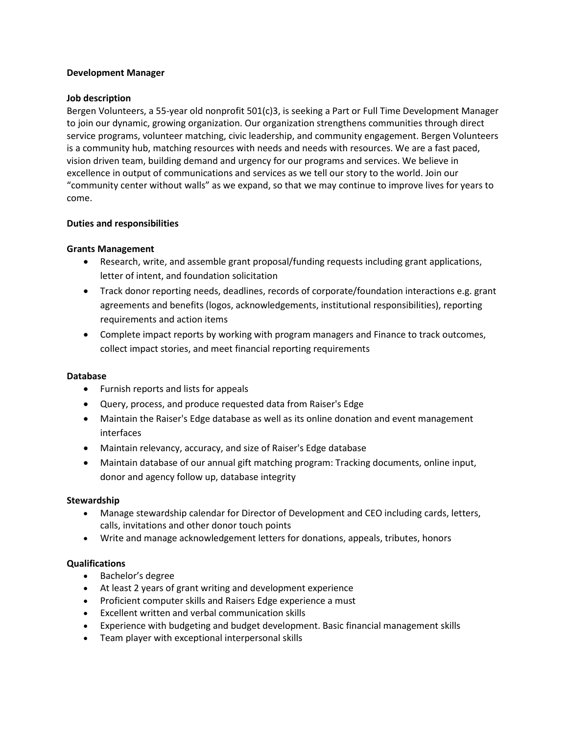**Development Manager**

**Job description**

Bergen Volunteers, a 55-year old nonprofit 501(c)3, is seeking a Part or Full Time Development Manager to join our dynamic, growing organization. Our organization strengthens communities through direct service programs, volunteer matching, civic leadership, and community engagement. Bergen Volunteers is a community hub, matching resources with needs and needs with resources. We are a fast paced, vision driven team, building demand and urgency for our programs and services. We believe in excellence in output of communications and services as we tell our story to the world. Join our "community center without walls" as we expand, so that we may continue to improve lives for years to come.

**Duties and responsibilities**

**Grants Management**

- Research, write, and assemble grant proposal/funding requests including grant applications, letter of intent, and foundation solicitation
- Track donor reporting needs, deadlines, records of corporate/foundation interactions e.g. grant agreements and benefits (logos, acknowledgements, institutional responsibilities), reporting requirements and action items
- Complete impact reports by working with program managers and Finance to track outcomes, collect impact stories, and meet financial reporting requirements

**Database**

- Furnish reports and lists for appeals
- Query, process, and produce requested data from Raiser's Edge
- Maintain the Raiser's Edge database as well as its online donation and event management interfaces
- Maintain relevancy, accuracy, and size of Raiser's Edge database
- Maintain database of our annual gift matching program: Tracking documents, online input, donor and agency follow up, database integrity

**Stewardship**

- Manage stewardship calendar for Director of Development and CEO including cards, letters, calls, invitations and other donor touch points
- Write and manage acknowledgement letters for donations, appeals, tributes, honors

**Qualifications**

- Bachelor's degree
- At least 2 years of grant writing and development experience
- Proficient computer skills and Raisers Edge experience a must
- Excellent written and verbal communication skills
- Experience with budgeting and budget development. Basic financial management skills
- Team player with exceptional interpersonal skills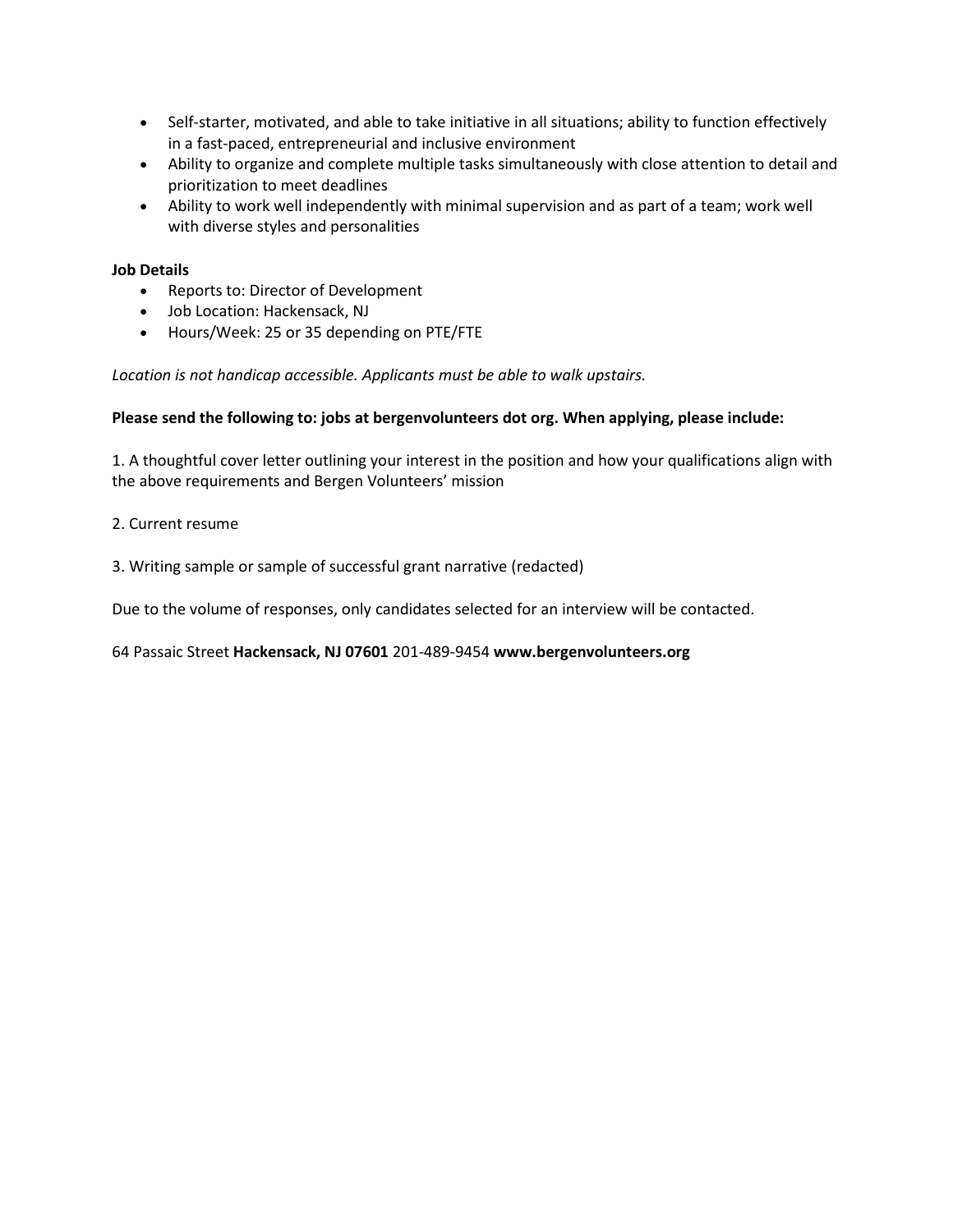- Self-starter, motivated, and able to take initiative in all situations; ability to function effectively in a fast-paced, entrepreneurial and inclusive environment
- Ability to organize and complete multiple tasks simultaneously with close attention to detail and prioritization to meet deadlines
- Ability to work well independently with minimal supervision and as part of a team; work well with diverse styles and personalities

**Job Details**

- Reports to: Director of Development
- Job Location: Hackensack, NJ
- Hours/Week: 25 or 35 depending on PTE/FTE

*Location is not handicap accessible. Applicants must be able to walk upstairs.*

**Please send the following to: jobs at bergenvolunteers dot org. When applying, please include:**

1. A thoughtful cover letter outlining your interest in the position and how your qualifications align with the above requirements and Bergen Volunteers' mission

2. Current resume

3. Writing sample or sample of successful grant narrative (redacted)

Due to the volume of responses, only candidates selected for an interview will be contacted.

64 Passaic Street **Hackensack, NJ 07601** 201-489-9454 **www.bergenvolunteers.org**